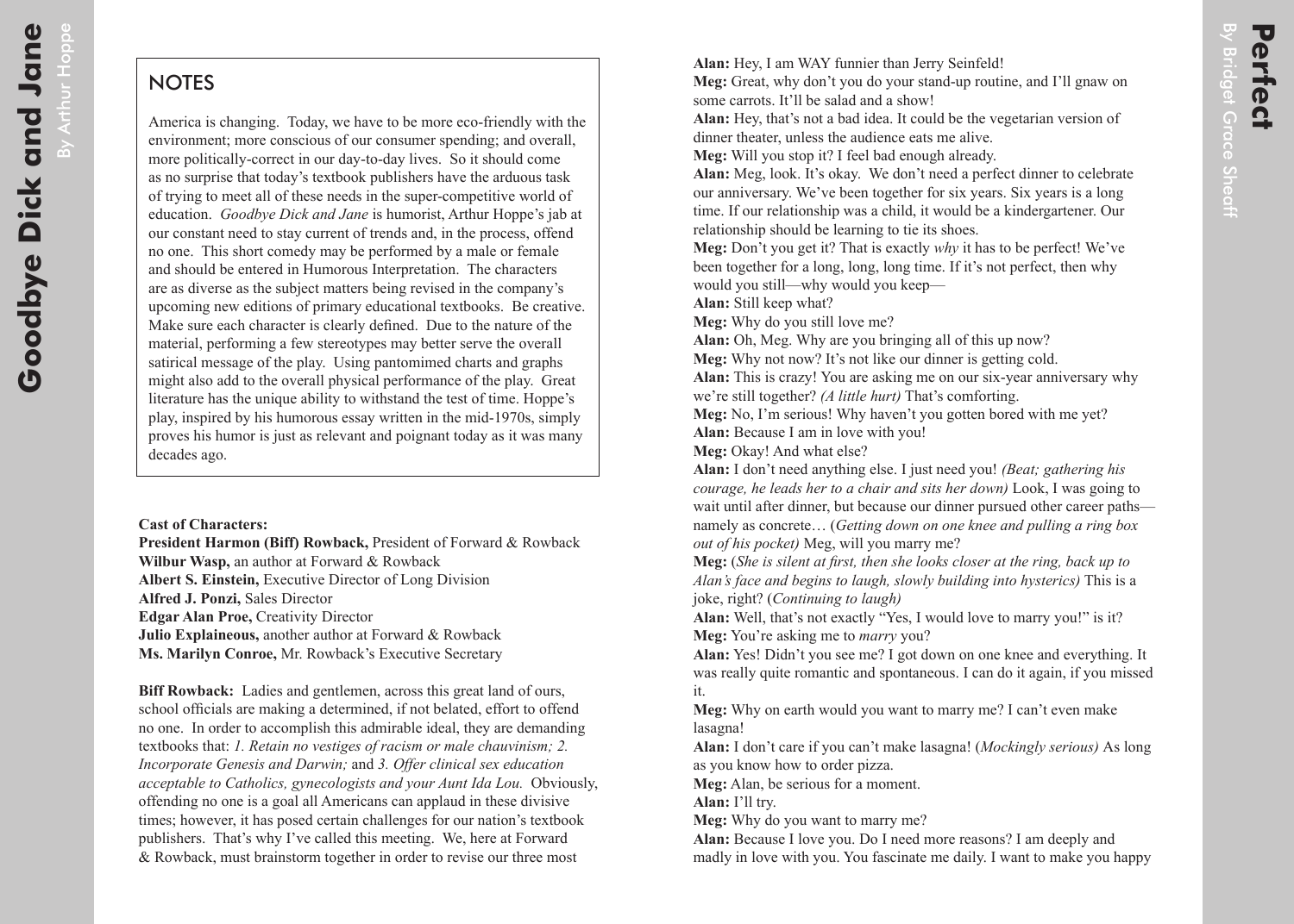# Goodbye Dick and Jane

By Arthur Hoppe

## NOTES

America is changing. Today, we have to be more eco-friendly with the environment; more conscious of our consumer spending; and overall, more politically-correct in our day-to-day lives. So it should come as no surprise that today's textbook publishers have the arduous task of trying to meet all of these needs in the super-competitive world of education. *Goodbye Dick and Jane* is humorist, Arthur Hoppe's jab at our constant need to stay current of trends and, in the process, offend no one. This short comedy may be performed by a male or female and should be entered in Humorous Interpretation. The characters are as diverse as the subject matters being revised in the company's upcoming new editions of primary educational textbooks. Be creative. Make sure each character is clearly defined. Due to the nature of the material, performing a few stereotypes may better serve the overall satirical message of the play. Using pantomimed charts and graphs might also add to the overall physical performance of the play. Great literature has the unique ability to withstand the test of time. Hoppe's play, inspired by his humorous essay written in the mid-1970s, simply proves his humor is just as relevant and poignant today as it was many decades ago.

**Cast of Characters:**
**President Harmon (Biff) Rowback,** President of Forward & Rowback
**Wilbur Wasp,** an author at Forward & Rowback
**Albert S. Einstein,** Executive Director of Long Division
**Alfred J. Ponzi,** Sales Director
**Edgar Alan Proe,** Creativity Director
**Julio Explaineous,** another author at Forward & Rowback
**Ms. Marilyn Conroe,** Mr. Rowback's Executive Secretary

**Biff Rowback:** Ladies and gentlemen, across this great land of ours, school officials are making a determined, if not belated, effort to offend no one. In order to accomplish this admirable ideal, they are demanding textbooks that: *1. Retain no vestiges of racism or male chauvinism; 2. Incorporate Genesis and Darwin;* and *3. Offer clinical sex education acceptable to Catholics, gynecologists and your Aunt Ida Lou.* Obviously, offending no one is a goal all Americans can applaud in these divisive times; however, it has posed certain challenges for our nation's textbook publishers. That's why I've called this meeting. We, here at Forward & Rowback, must brainstorm together in order to revise our three most

# Perfect

By Bridget Grace Sheaff

**Alan:** Hey, I am WAY funnier than Jerry Seinfeld!
**Meg:** Great, why don't you do your stand-up routine, and I'll gnaw on some carrots. It'll be salad and a show!
**Alan:** Hey, that's not a bad idea. It could be the vegetarian version of dinner theater, unless the audience eats me alive.
**Meg:** Will you stop it? I feel bad enough already.
**Alan:** Meg, look. It's okay. We don't need a perfect dinner to celebrate our anniversary. We've been together for six years. Six years is a long time. If our relationship was a child, it would be a kindergartener. Our relationship should be learning to tie its shoes.
**Meg:** Don't you get it? That is exactly *why* it has to be perfect! We've been together for a long, long, long time. If it's not perfect, then why would you still—why would you keep—
**Alan:** Still keep what?
**Meg:** Why do you still love me?
**Alan:** Oh, Meg. Why are you bringing all of this up now?
**Meg:** Why not now? It's not like our dinner is getting cold.
**Alan:** This is crazy! You are asking me on our six-year anniversary why we're still together? *(A little hurt)* That's comforting.
**Meg:** No, I'm serious! Why haven't you gotten bored with me yet?
**Alan:** Because I am in love with you!
**Meg:** Okay! And what else?
**Alan:** I don't need anything else. I just need you! *(Beat; gathering his courage, he leads her to a chair and sits her down)* Look, I was going to wait until after dinner, but because our dinner pursued other career paths—namely as concrete… (*Getting down on one knee and pulling a ring box out of his pocket)* Meg, will you marry me?
**Meg:** (*She is silent at first, then she looks closer at the ring, back up to Alan's face and begins to laugh, slowly building into hysterics)* This is a joke, right? (*Continuing to laugh)*
**Alan:** Well, that's not exactly "Yes, I would love to marry you!" is it?
**Meg:** You're asking me to *marry* you?
**Alan:** Yes! Didn't you see me? I got down on one knee and everything. It was really quite romantic and spontaneous. I can do it again, if you missed it.
**Meg:** Why on earth would you want to marry me? I can't even make lasagna!
**Alan:** I don't care if you can't make lasagna! (*Mockingly serious)* As long as you know how to order pizza.
**Meg:** Alan, be serious for a moment.
**Alan:** I'll try.
**Meg:** Why do you want to marry me?
**Alan:** Because I love you. Do I need more reasons? I am deeply and madly in love with you. You fascinate me daily. I want to make you happy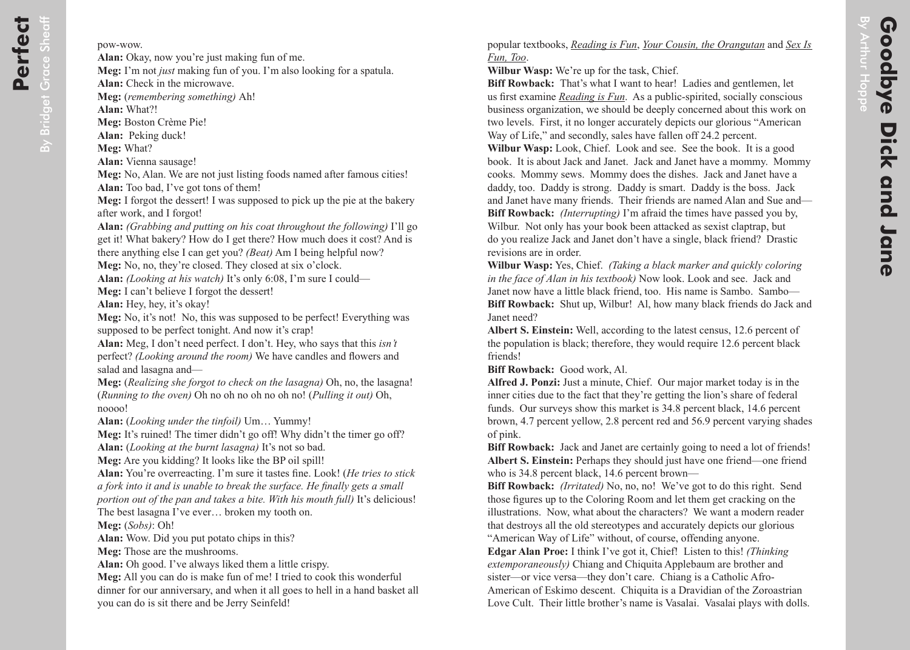pow-wow.

**Alan:** Okay, now you're just making fun of me.

**Meg:** I'm not *just* making fun of you. I'm also looking for a spatula.

**Alan:** Check in the microwave.

**Meg:** (*remembering something)* Ah!

**Alan:** What?!

**Meg:** Boston Crème Pie!

**Alan:** Peking duck!

**Meg:** What?

**Alan:** Vienna sausage!

**Meg:** No, Alan. We are not just listing foods named after famous cities!

**Alan:** Too bad, I've got tons of them!

**Meg:** I forgot the dessert! I was supposed to pick up the pie at the bakery after work, and I forgot!

**Alan:** *(Grabbing and putting on his coat throughout the following)* I'll go get it! What bakery? How do I get there? How much does it cost? And is there anything else I can get you? *(Beat)* Am I being helpful now?

**Meg:** No, no, they're closed. They closed at six o'clock.

**Alan:** *(Looking at his watch)* It's only 6:08, I'm sure I could—

**Meg:** I can't believe I forgot the dessert!

**Alan:** Hey, hey, it's okay!

**Meg:** No, it's not! No, this was supposed to be perfect! Everything was supposed to be perfect tonight. And now it's crap!

**Alan:** Meg, I don't need perfect. I don't. Hey, who says that this *isn't* perfect? *(Looking around the room)* We have candles and flowers and salad and lasagna and—

**Meg:** (*Realizing she forgot to check on the lasagna)* Oh, no, the lasagna! (*Running to the oven)* Oh no oh no oh no oh no! (*Pulling it out)* Oh, noooo!

**Alan:** (*Looking under the tinfoil)* Um… Yummy!

**Meg:** It's ruined! The timer didn't go off! Why didn't the timer go off?

**Alan:** (*Looking at the burnt lasagna)* It's not so bad.

**Meg:** Are you kidding? It looks like the BP oil spill!

**Alan:** You're overreacting. I'm sure it tastes fine. Look! (*He tries to stick a fork into it and is unable to break the surface. He finally gets a small portion out of the pan and takes a bite. With his mouth full)* It's delicious! The best lasagna I've ever… broken my tooth on.

**Meg:** (*Sobs)*: Oh!

**Alan:** Wow. Did you put potato chips in this?

**Meg:** Those are the mushrooms.

**Alan:** Oh good. I've always liked them a little crispy.

**Meg:** All you can do is make fun of me! I tried to cook this wonderful dinner for our anniversary, and when it all goes to hell in a hand basket all you can do is sit there and be Jerry Seinfeld!

popular textbooks, *Reading is Fun*, *Your Cousin, the Orangutan* and *Sex Is Fun, Too*.

**Wilbur Wasp:** We're up for the task, Chief.

**Biff Rowback:** That's what I want to hear! Ladies and gentlemen, let us first examine *Reading is Fun*. As a public-spirited, socially conscious business organization, we should be deeply concerned about this work on two levels. First, it no longer accurately depicts our glorious "American Way of Life," and secondly, sales have fallen off 24.2 percent.

**Wilbur Wasp:** Look, Chief. Look and see. See the book. It is a good book. It is about Jack and Janet. Jack and Janet have a mommy. Mommy cooks. Mommy sews. Mommy does the dishes. Jack and Janet have a daddy, too. Daddy is strong. Daddy is smart. Daddy is the boss. Jack and Janet have many friends. Their friends are named Alan and Sue and—

**Biff Rowback:** *(Interrupting)* I'm afraid the times have passed you by, Wilbur. Not only has your book been attacked as sexist claptrap, but do you realize Jack and Janet don't have a single, black friend? Drastic revisions are in order.

**Wilbur Wasp:** Yes, Chief. *(Taking a black marker and quickly coloring in the face of Alan in his textbook)* Now look. Look and see. Jack and Janet now have a little black friend, too. His name is Sambo—

**Biff Rowback:** Shut up, Wilbur! Al, how many black friends do Jack and Janet need?

**Albert S. Einstein:** Well, according to the latest census, 12.6 percent of the population is black; therefore, they would require 12.6 percent black friends!

**Biff Rowback:** Good work, Al.

**Alfred J. Ponzi:** Just a minute, Chief. Our major market today is in the inner cities due to the fact that they're getting the lion's share of federal funds. Our surveys show this market is 34.8 percent black, 14.6 percent brown, 4.7 percent yellow, 2.8 percent red and 56.9 percent varying shades of pink.

**Biff Rowback:** Jack and Janet are certainly going to need a lot of friends!

**Albert S. Einstein:** Perhaps they should just have one friend—one friend who is 34.8 percent black, 14.6 percent brown—

**Biff Rowback:** *(Irritated)* No, no, no! We've got to do this right. Send those figures up to the Coloring Room and let them get cracking on the illustrations. Now, what about the characters? We want a modern reader that destroys all the old stereotypes and accurately depicts our glorious "American Way of Life" without, of course, offending anyone.

**Edgar Alan Proe:** I think I've got it, Chief! Listen to this! *(Thinking extemporaneously)* Chiang and Chiquita Applebaum are brother and sister—or vice versa—they don't care. Chiang is a Catholic Afro-American of Eskimo descent. Chiquita is a Dravidian of the Zoroastrian Love Cult. Their little brother's name is Vasalai. Vasalai plays with dolls.